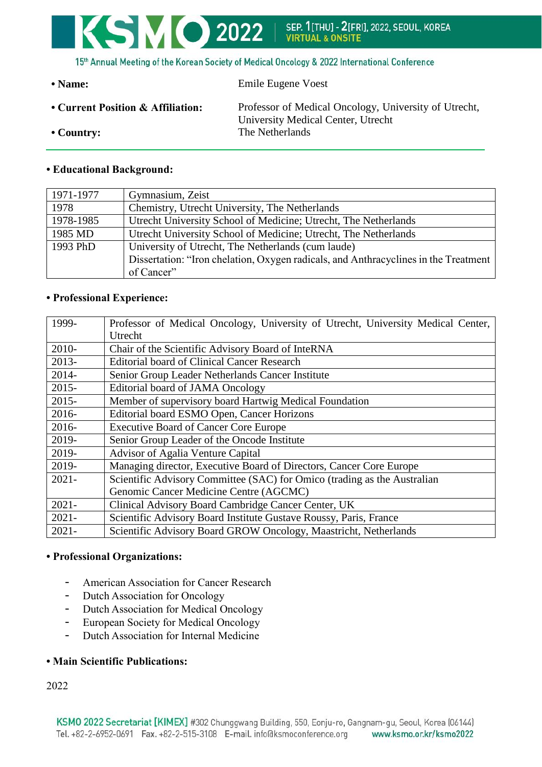- **Name:** Emile Eugene Voest
- **Current Position & Affiliation:** Professor of Medical Oncology, University of Utrecht, University Medical Center, Utrecht
- **Country:** The Netherlands

---

### • Educational Background:

| | |
|---|---|
| 1971-1977 | Gymnasium, Zeist |
| 1978 | Chemistry, Utrecht University, The Netherlands |
| 1978-1985 | Utrecht University School of Medicine; Utrecht, The Netherlands |
| 1985 MD | Utrecht University School of Medicine; Utrecht, The Netherlands |
| 1993 PhD | University of Utrecht, The Netherlands (cum laude)<br>Dissertation: "Iron chelation, Oxygen radicals, and Anthracyclines in the Treatment of Cancer" |

### • Professional Experience:

| | |
|---|---|
| 1999- | Professor of Medical Oncology, University of Utrecht, University Medical Center, Utrecht |
| 2010- | Chair of the Scientific Advisory Board of InteRNA |
| 2013- | Editorial board of Clinical Cancer Research |
| 2014- | Senior Group Leader Netherlands Cancer Institute |
| 2015- | Editorial board of JAMA Oncology |
| 2015- | Member of supervisory board Hartwig Medical Foundation |
| 2016- | Editorial board ESMO Open, Cancer Horizons |
| 2016- | Executive Board of Cancer Core Europe |
| 2019- | Senior Group Leader of the Oncode Institute |
| 2019- | Advisor of Agalia Venture Capital |
| 2019- | Managing director, Executive Board of Directors, Cancer Core Europe |
| 2021- | Scientific Advisory Committee (SAC) for Omico (trading as the Australian Genomic Cancer Medicine Centre (AGCMC) |
| 2021- | Clinical Advisory Board Cambridge Cancer Center, UK |
| 2021- | Scientific Advisory Board Institute Gustave Roussy, Paris, France |
| 2021- | Scientific Advisory Board GROW Oncology, Maastricht, Netherlands |

### • Professional Organizations:

- American Association for Cancer Research
- Dutch Association for Oncology
- Dutch Association for Medical Oncology
- European Society for Medical Oncology
- Dutch Association for Internal Medicine

### • Main Scientific Publications:

2022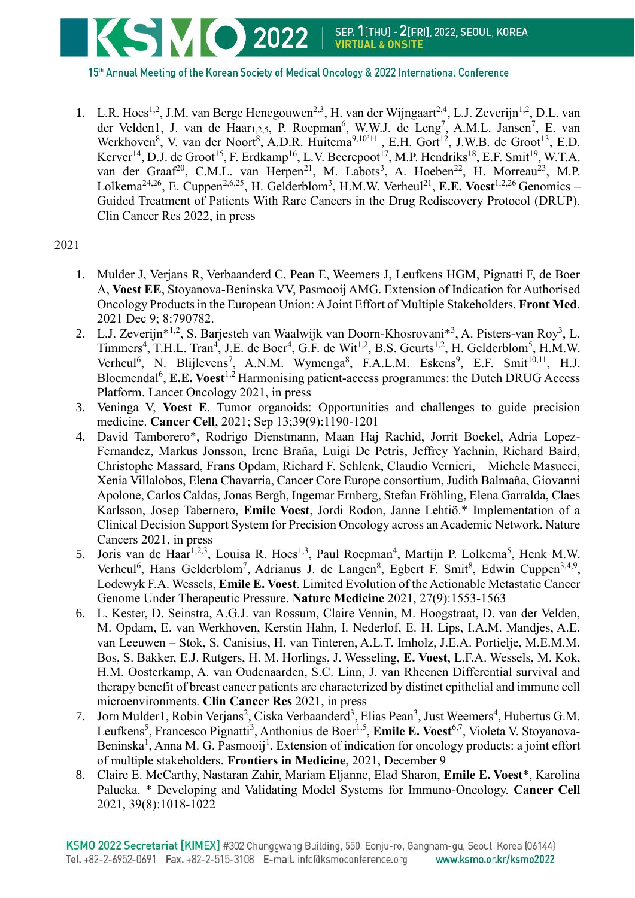1. L.R. Hoes[1,2], J.M. van Berge Henegouwen[2,3], H. van der Wijngaart[2,4], L.J. Zeverijn[1,2], D.L. van der Velden1, J. van de Haar1,2,5, P. Roepman[6], W.W.J. de Leng[7], A.M.L. Jansen[7], E. van Werkhoven[8], V. van der Noort[8], A.D.R. Huitema[9,10'11], E.H. Gort[12], J.W.B. de Groot[13], E.D. Kerver[14], D.J. de Groot[15], F. Erdkamp[16], L.V. Beerepoot[17], M.P. Hendriks[18], E.F. Smit[19], W.T.A. van der Graaf[20], C.M.L. van Herpen[21], M. Labots[3], A. Hoeben[22], H. Morreau[23], M.P. Lolkema[24,26], E. Cuppen[2,6,25], H. Gelderblom[3], H.M.W. Verheul[21], **E.E. Voest**[1,2,26] Genomics – Guided Treatment of Patients With Rare Cancers in the Drug Rediscovery Protocol (DRUP). Clin Cancer Res 2022, in press

2021

1. Mulder J, Verjans R, Verbaanderd C, Pean E, Weemers J, Leufkens HGM, Pignatti F, de Boer A, **Voest EE**, Stoyanova-Beninska VV, Pasmooij AMG. Extension of Indication for Authorised Oncology Products in the European Union: A Joint Effort of Multiple Stakeholders. **Front Med**. 2021 Dec 9; 8:790782.
2. L.J. Zeverijn*[1,2], S. Barjesteh van Waalwijk van Doorn-Khosrovani*[3], A. Pisters-van Roy[3], L. Timmers[4], T.H.L. Tran[4], J.E. de Boer[4], G.F. de Wit[1,2], B.S. Geurts[1,2], H. Gelderblom[5], H.M.W. Verheul[6], N. Blijlevens[7], A.N.M. Wymenga[8], F.A.L.M. Eskens[9], E.F. Smit[10,11], H.J. Bloemendal[6], **E.E. Voest**[1,2] Harmonising patient-access programmes: the Dutch DRUG Access Platform. Lancet Oncology 2021, in press
3. Veninga V, **Voest E**. Tumor organoids: Opportunities and challenges to guide precision medicine. **Cancer Cell**, 2021; Sep 13;39(9):1190-1201
4. David Tamborero*, Rodrigo Dienstmann, Maan Haj Rachid, Jorrit Boekel, Adria Lopez-Fernandez, Markus Jonsson, Irene Braña, Luigi De Petris, Jeffrey Yachnin, Richard Baird, Christophe Massard, Frans Opdam, Richard F. Schlenk, Claudio Vernieri, Michele Masucci, Xenia Villalobos, Elena Chavarria, Cancer Core Europe consortium, Judith Balmaña, Giovanni Apolone, Carlos Caldas, Jonas Bergh, Ingemar Ernberg, Stefan Fröhling, Elena Garralda, Claes Karlsson, Josep Tabernero, **Emile Voest**, Jordi Rodon, Janne Lehtiö.* Implementation of a Clinical Decision Support System for Precision Oncology across an Academic Network. Nature Cancers 2021, in press
5. Joris van de Haar[1,2,3], Louisa R. Hoes[1,3], Paul Roepman[4], Martijn P. Lolkema[5], Henk M.W. Verheul[6], Hans Gelderblom[7], Adrianus J. de Langen[8], Egbert F. Smit[8], Edwin Cuppen[3,4,9], Lodewyk F.A. Wessels, **Emile E. Voest**. Limited Evolution of the Actionable Metastatic Cancer Genome Under Therapeutic Pressure. **Nature Medicine** 2021, 27(9):1553-1563
6. L. Kester, D. Seinstra, A.G.J. van Rossum, Claire Vennin, M. Hoogstraat, D. van der Velden, M. Opdam, E. van Werkhoven, Kerstin Hahn, I. Nederlof, E. H. Lips, I.A.M. Mandjes, A.E. van Leeuwen – Stok, S. Canisius, H. van Tinteren, A.L.T. Imholz, J.E.A. Portielje, M.E.M.M. Bos, S. Bakker, E.J. Rutgers, H. M. Horlings, J. Wesseling, **E. Voest**, L.F.A. Wessels, M. Kok, H.M. Oosterkamp, A. van Oudenaarden, S.C. Linn, J. van Rheenen Differential survival and therapy benefit of breast cancer patients are characterized by distinct epithelial and immune cell microenvironments. **Clin Cancer Res** 2021, in press
7. Jorn Mulder1, Robin Verjans[2], Ciska Verbaanderd[3], Elias Pean[3], Just Weemers[4], Hubertus G.M. Leufkens[5], Francesco Pignatti[3], Anthonius de Boer[1,5], **Emile E. Voest**[6,7], Violeta V. Stoyanova-Beninska[1], Anna M. G. Pasmooij[1]. Extension of indication for oncology products: a joint effort of multiple stakeholders. **Frontiers in Medicine**, 2021, December 9
8. Claire E. McCarthy, Nastaran Zahir, Mariam Eljanne, Elad Sharon, **Emile E. Voest***, Karolina Palucka. * Developing and Validating Model Systems for Immuno-Oncology. **Cancer Cell** 2021, 39(8):1018-1022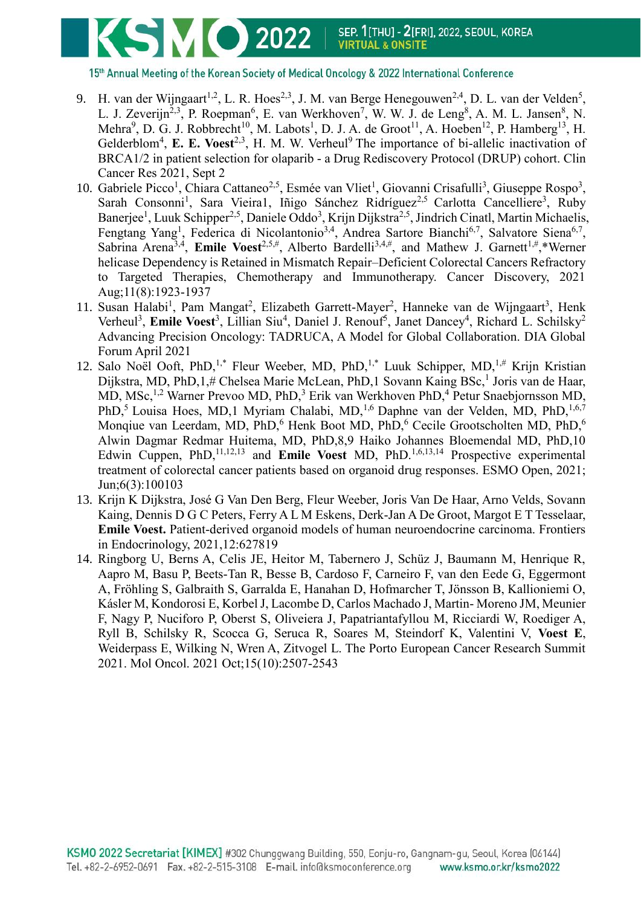9. H. van der Wijngaart[1,2], L. R. Hoes[2,3], J. M. van Berge Henegouwen[2,4], D. L. van der Velden[5], L. J. Zeverijn[2,3], P. Roepman[6], E. van Werkhoven[7], W. W. J. de Leng[8], A. M. L. Jansen[8], N. Mehra[9], D. G. J. Robbrecht[10], M. Labots[1], D. J. A. de Groot[11], A. Hoeben[12], P. Hamberg[13], H. Gelderblom[4], **E. E. Voest**[2,3], H. M. W. Verheul[9] The importance of bi-allelic inactivation of BRCA1/2 in patient selection for olaparib - a Drug Rediscovery Protocol (DRUP) cohort. Clin Cancer Res 2021, Sept 2
10. Gabriele Picco[1], Chiara Cattaneo[2,5], Esmée van Vliet[1], Giovanni Crisafulli[3], Giuseppe Rospo[3], Sarah Consonni[1], Sara Vieira1, Iñigo Sánchez Ridríguez[2,5] Carlotta Cancelliere[3], Ruby Banerjee[1], Luuk Schipper[2,5], Daniele Oddo[3], Krijn Dijkstra[2,5], Jindrich Cinatl, Martin Michaelis, Fengtang Yang[1], Federica di Nicolantonio[3,4], Andrea Sartore Bianchi[6,7], Salvatore Siena[6,7], Sabrina Arena[3,4], **Emile Voest**[2,5,#], Alberto Bardelli[3,4,#], and Mathew J. Garnett[1,#],*Werner helicase Dependency is Retained in Mismatch Repair–Deficient Colorectal Cancers Refractory to Targeted Therapies, Chemotherapy and Immunotherapy. Cancer Discovery, 2021 Aug;11(8):1923-1937
11. Susan Halabi[1], Pam Mangat[2], Elizabeth Garrett-Mayer[2], Hanneke van de Wijngaart[3], Henk Verheul[3], **Emile Voest**[3], Lillian Siu[4], Daniel J. Renouf[5], Janet Dancey[4], Richard L. Schilsky[2] Advancing Precision Oncology: TADRUCA, A Model for Global Collaboration. DIA Global Forum April 2021
12. Salo Noël Ooft, PhD,[1,*] Fleur Weeber, MD, PhD,[1,*] Luuk Schipper, MD,[1,#] Krijn Kristian Dijkstra, MD, PhD,1,# Chelsea Marie McLean, PhD,1 Sovann Kaing BSc,[1] Joris van de Haar, MD, MSc,[1,2] Warner Prevoo MD, PhD,[3] Erik van Werkhoven PhD,[4] Petur Snaebjornsson MD, PhD,[5] Louisa Hoes, MD,1 Myriam Chalabi, MD,[1,6] Daphne van der Velden, MD, PhD,[1,6,7] Monqiue van Leerdam, MD, PhD,[6] Henk Boot MD, PhD,[6] Cecile Grootscholten MD, PhD,[6] Alwin Dagmar Redmar Huitema, MD, PhD,8,9 Haiko Johannes Bloemendal MD, PhD,10 Edwin Cuppen, PhD,[11,12,13] and **Emile Voest** MD, PhD.[1,6,13,14] Prospective experimental treatment of colorectal cancer patients based on organoid drug responses. ESMO Open, 2021; Jun;6(3):100103
13. Krijn K Dijkstra, José G Van Den Berg, Fleur Weeber, Joris Van De Haar, Arno Velds, Sovann Kaing, Dennis D G C Peters, Ferry A L M Eskens, Derk-Jan A De Groot, Margot E T Tesselaar, **Emile Voest.** Patient-derived organoid models of human neuroendocrine carcinoma. Frontiers in Endocrinology, 2021,12:627819
14. Ringborg U, Berns A, Celis JE, Heitor M, Tabernero J, Schüz J, Baumann M, Henrique R, Aapro M, Basu P, Beets-Tan R, Besse B, Cardoso F, Carneiro F, van den Eede G, Eggermont A, Fröhling S, Galbraith S, Garralda E, Hanahan D, Hofmarcher T, Jönsson B, Kallioniemi O, Kásler M, Kondorosi E, Korbel J, Lacombe D, Carlos Machado J, Martin- Moreno JM, Meunier F, Nagy P, Nuciforo P, Oberst S, Oliveira J, Papatriantafyllou M, Ricciardi W, Roediger A, Ryll B, Schilsky R, Scocca G, Seruca R, Soares M, Steindorf K, Valentini V, **Voest E**, Weiderpass E, Wilking N, Wren A, Zitvogel L. The Porto European Cancer Research Summit 2021. Mol Oncol. 2021 Oct;15(10):2507-2543